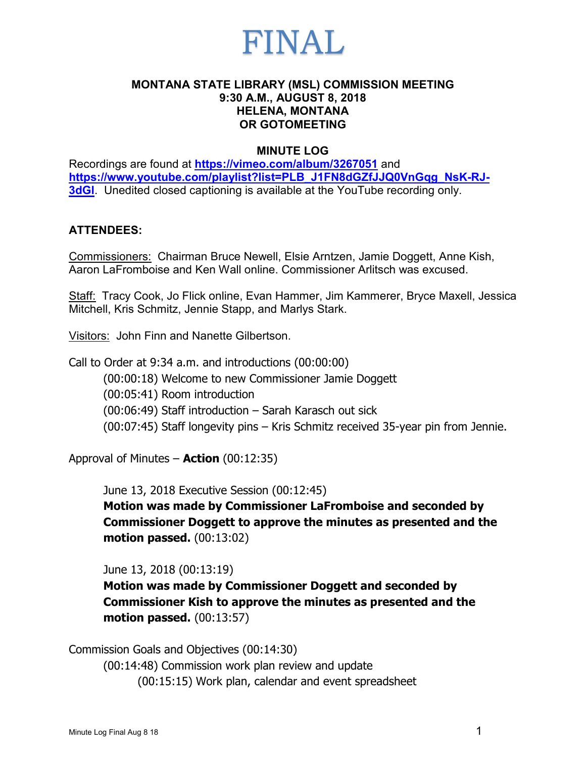# FINAL

**MONTANA STATE LIBRARY (MSL) COMMISSION MEETING**
**9:30 A.M., AUGUST 8, 2018**
**HELENA, MONTANA**
**OR GOTOMEETING**

**MINUTE LOG**

Recordings are found at **https://vimeo.com/album/3267051** and **https://www.youtube.com/playlist?list=PLB_J1FN8dGZfJJQ0VnGqg_NsK-RJ-3dGI**. Unedited closed captioning is available at the YouTube recording only.

**ATTENDEES:**

Commissioners: Chairman Bruce Newell, Elsie Arntzen, Jamie Doggett, Anne Kish, Aaron LaFromboise and Ken Wall online. Commissioner Arlitsch was excused.

Staff: Tracy Cook, Jo Flick online, Evan Hammer, Jim Kammerer, Bryce Maxell, Jessica Mitchell, Kris Schmitz, Jennie Stapp, and Marlys Stark.

Visitors: John Finn and Nanette Gilbertson.

Call to Order at 9:34 a.m. and introductions (00:00:00)

- (00:00:18) Welcome to new Commissioner Jamie Doggett
- (00:05:41) Room introduction
- (00:06:49) Staff introduction – Sarah Karasch out sick
- (00:07:45) Staff longevity pins – Kris Schmitz received 35-year pin from Jennie.

Approval of Minutes – **Action** (00:12:35)

June 13, 2018 Executive Session (00:12:45)
**Motion was made by Commissioner LaFromboise and seconded by Commissioner Doggett to approve the minutes as presented and the motion passed.** (00:13:02)

June 13, 2018 (00:13:19)
**Motion was made by Commissioner Doggett and seconded by Commissioner Kish to approve the minutes as presented and the motion passed.** (00:13:57)

Commission Goals and Objectives (00:14:30)

- (00:14:48) Commission work plan review and update
  - (00:15:15) Work plan, calendar and event spreadsheet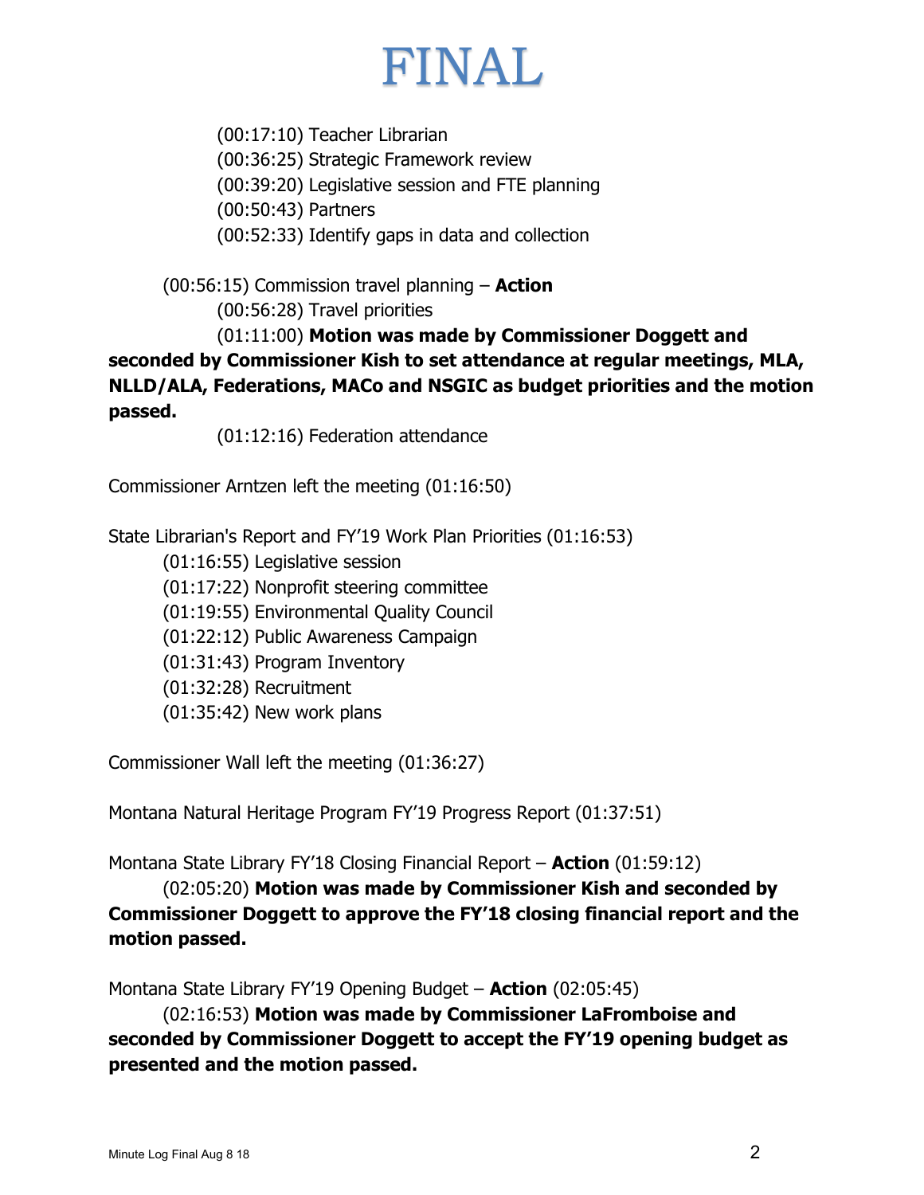FINAL

(00:17:10) Teacher Librarian
(00:36:25) Strategic Framework review
(00:39:20) Legislative session and FTE planning
(00:50:43) Partners
(00:52:33) Identify gaps in data and collection

(00:56:15) Commission travel planning – **Action**
(00:56:28) Travel priorities
(01:11:00) **Motion was made by Commissioner Doggett and seconded by Commissioner Kish to set attendance at regular meetings, MLA, NLLD/ALA, Federations, MACo and NSGIC as budget priorities and the motion passed.**
(01:12:16) Federation attendance

Commissioner Arntzen left the meeting (01:16:50)

State Librarian's Report and FY'19 Work Plan Priorities (01:16:53)
(01:16:55) Legislative session
(01:17:22) Nonprofit steering committee
(01:19:55) Environmental Quality Council
(01:22:12) Public Awareness Campaign
(01:31:43) Program Inventory
(01:32:28) Recruitment
(01:35:42) New work plans

Commissioner Wall left the meeting (01:36:27)

Montana Natural Heritage Program FY'19 Progress Report (01:37:51)

Montana State Library FY'18 Closing Financial Report – **Action** (01:59:12)
(02:05:20) **Motion was made by Commissioner Kish and seconded by Commissioner Doggett to approve the FY'18 closing financial report and the motion passed.**

Montana State Library FY'19 Opening Budget – **Action** (02:05:45)
(02:16:53) **Motion was made by Commissioner LaFromboise and seconded by Commissioner Doggett to accept the FY'19 opening budget as presented and the motion passed.**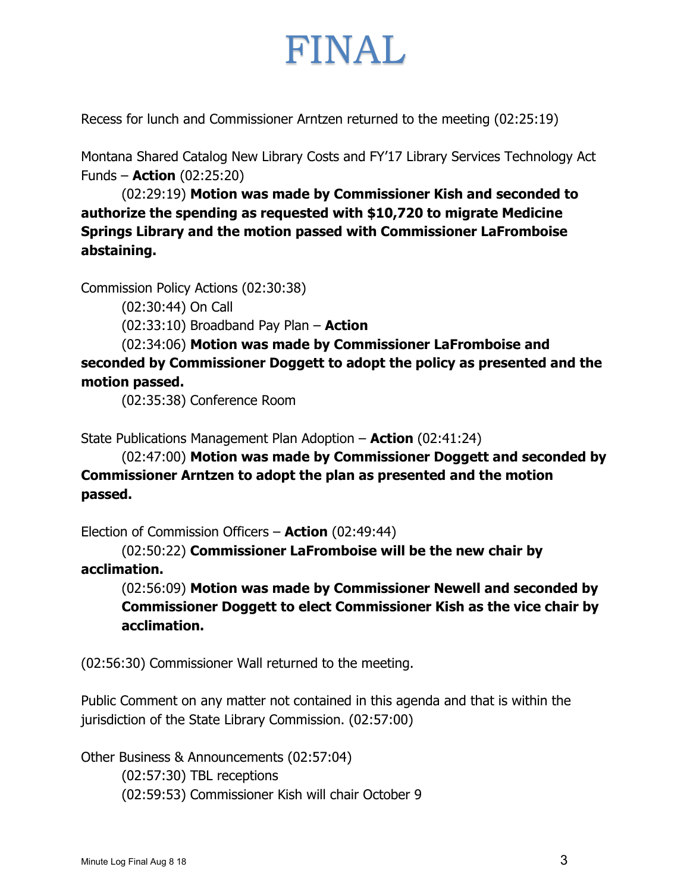# FINAL

Recess for lunch and Commissioner Arntzen returned to the meeting (02:25:19)

Montana Shared Catalog New Library Costs and FY'17 Library Services Technology Act Funds – **Action** (02:25:20)

(02:29:19) **Motion was made by Commissioner Kish and seconded to authorize the spending as requested with $10,720 to migrate Medicine Springs Library and the motion passed with Commissioner LaFromboise abstaining.**

Commission Policy Actions (02:30:38)

(02:30:44) On Call

(02:33:10) Broadband Pay Plan – **Action**

(02:34:06) **Motion was made by Commissioner LaFromboise and seconded by Commissioner Doggett to adopt the policy as presented and the motion passed.**

(02:35:38) Conference Room

State Publications Management Plan Adoption – **Action** (02:41:24)

(02:47:00) **Motion was made by Commissioner Doggett and seconded by Commissioner Arntzen to adopt the plan as presented and the motion passed.**

Election of Commission Officers – **Action** (02:49:44)

(02:50:22) **Commissioner LaFromboise will be the new chair by acclimation.**

(02:56:09) **Motion was made by Commissioner Newell and seconded by Commissioner Doggett to elect Commissioner Kish as the vice chair by acclimation.**

(02:56:30) Commissioner Wall returned to the meeting.

Public Comment on any matter not contained in this agenda and that is within the jurisdiction of the State Library Commission. (02:57:00)

Other Business & Announcements (02:57:04)

(02:57:30) TBL receptions

(02:59:53) Commissioner Kish will chair October 9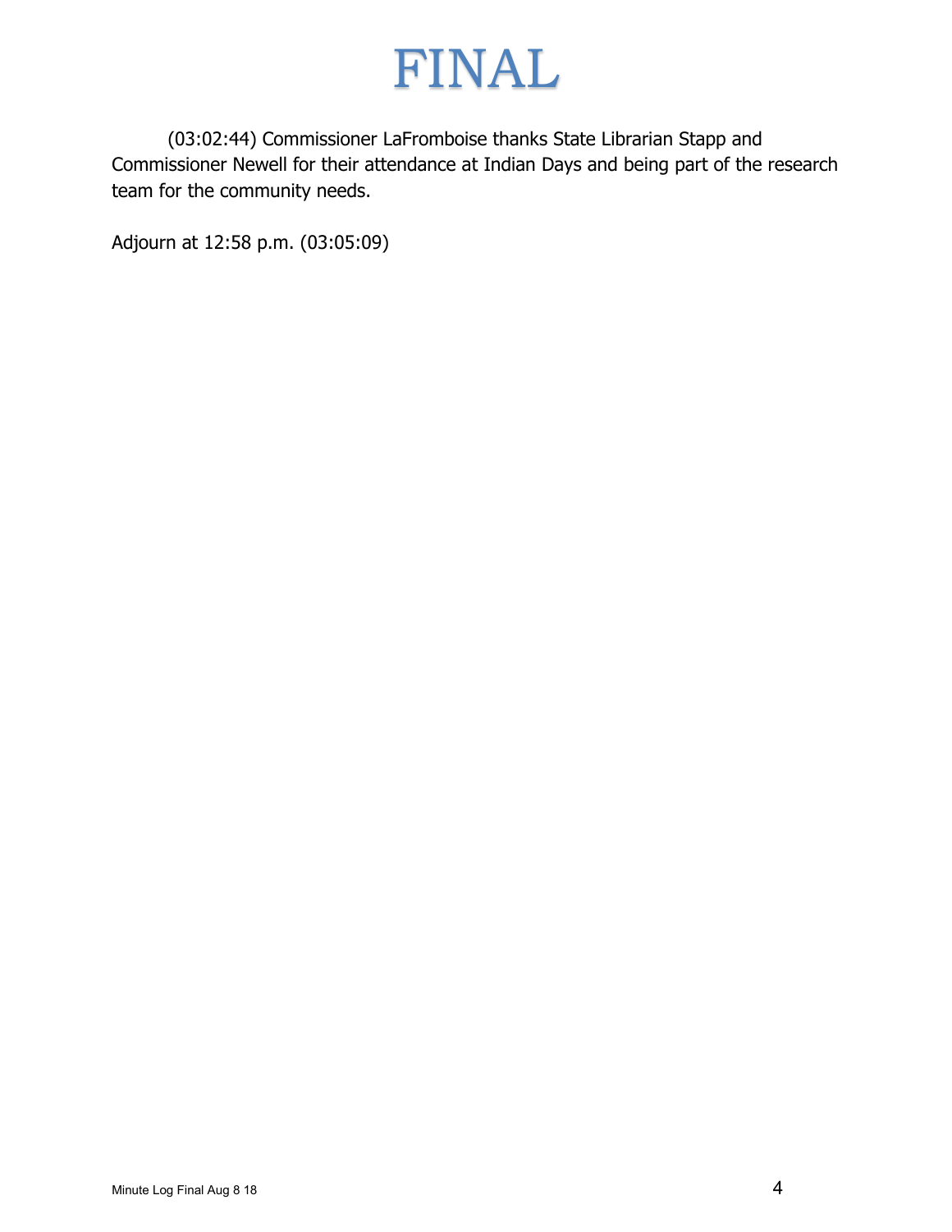# FINAL

(03:02:44) Commissioner LaFromboise thanks State Librarian Stapp and Commissioner Newell for their attendance at Indian Days and being part of the research team for the community needs.

Adjourn at 12:58 p.m. (03:05:09)